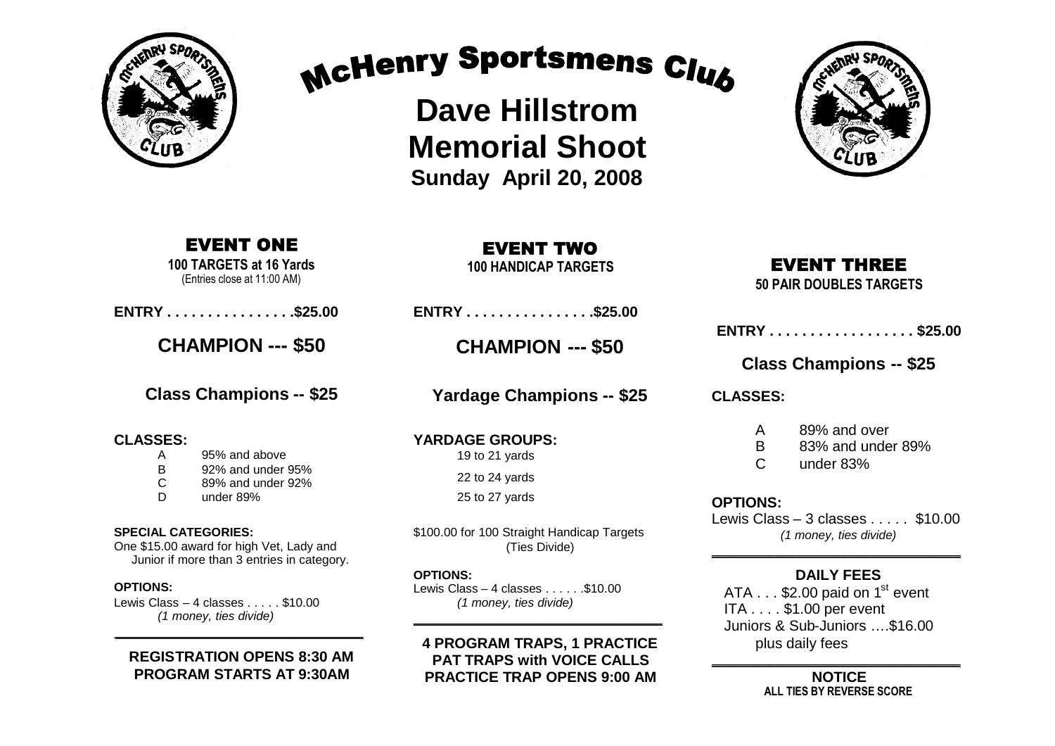# McHenry Sportsmens Club

## Dave Hillstrom Memorial Shoot

**Sunday April 20, 2008**

## EVENT ONE

**100 TARGETS at 16 Yards**
(Entries close at 11:00 AM)

**ENTRY . . . . . . . . . . . . . . . .$25.00**

**CHAMPION --- $50**

**Class Champions -- $25**

**CLASSES:**

| | |
|---|---|
| A | 95% and above |
| B | 92% and under 95% |
| C | 89% and under 92% |
| D | under 89% |

**SPECIAL CATEGORIES:**
One $15.00 award for high Vet, Lady and Junior if more than 3 entries in category.

**OPTIONS:**
Lewis Class – 4 classes . . . . . $10.00
*(1 money, ties divide)*

**REGISTRATION OPENS 8:30 AM**
**PROGRAM STARTS AT 9:30AM**

## EVENT TWO

**100 HANDICAP TARGETS**

**ENTRY . . . . . . . . . . . . . . . .$25.00**

**CHAMPION --- $50**

**Yardage Champions -- $25**

**YARDAGE GROUPS:**

19 to 21 yards
22 to 24 yards
25 to 27 yards

$100.00 for 100 Straight Handicap Targets (Ties Divide)

**OPTIONS:**
Lewis Class – 4 classes . . . . . .$10.00
*(1 money, ties divide)*

**4 PROGRAM TRAPS, 1 PRACTICE**
**PAT TRAPS with VOICE CALLS**
**PRACTICE TRAP OPENS 9:00 AM**

## EVENT THREE

**50 PAIR DOUBLES TARGETS**

**ENTRY . . . . . . . . . . . . . . . . . . $25.00**

**Class Champions -- $25**

**CLASSES:**

| | |
|---|---|
| A | 89% and over |
| B | 83% and under 89% |
| C | under 83% |

**OPTIONS:**
Lewis Class – 3 classes . . . . . $10.00
*(1 money, ties divide)*

**DAILY FEES**

ATA . . . $2.00 paid on 1st event
ITA . . . . $1.00 per event
Juniors & Sub-Juniors ….$16.00 plus daily fees

**NOTICE**
**ALL TIES BY REVERSE SCORE**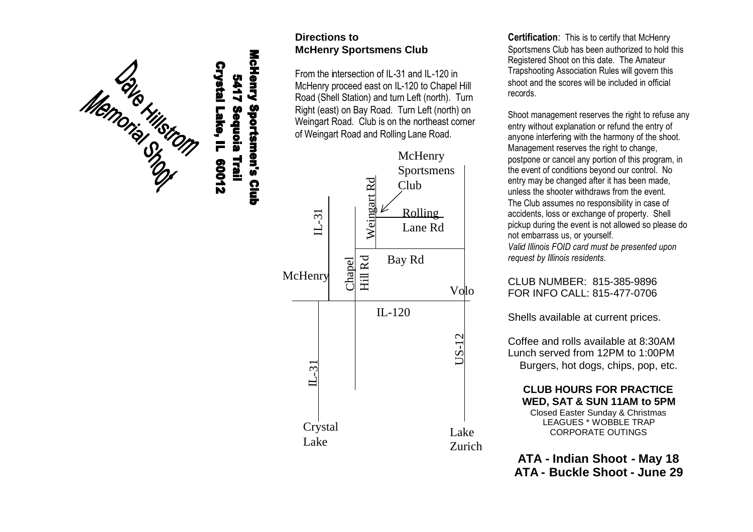Dave Hillstrom Memorial Shoot

**McHenry Sportsmen's Club**
**5417 Sequoia Trail**
**Crystal Lake, IL 60012**

## Directions to McHenry Sportsmens Club

From the intersection of IL-31 and IL-120 in McHenry proceed east on IL-120 to Chapel Hill Road (Shell Station) and turn Left (north). Turn Right (east) on Bay Road. Turn Left (north) on Weingart Road. Club is on the northeast corner of Weingart Road and Rolling Lane Road.

McHenry Sportsmens Club

Weingart Rd

Rolling Lane Rd

IL-31

Bay Rd

McHenry

Chapel Hill Rd

Volo

IL-120

US-12

IL-31

Crystal Lake

Lake Zurich

**Certification**: This is to certify that McHenry Sportsmens Club has been authorized to hold this Registered Shoot on this date. The Amateur Trapshooting Association Rules will govern this shoot and the scores will be included in official records.

Shoot management reserves the right to refuse any entry without explanation or refund the entry of anyone interfering with the harmony of the shoot. Management reserves the right to change, postpone or cancel any portion of this program, in the event of conditions beyond our control. No entry may be changed after it has been made, unless the shooter withdraws from the event. The Club assumes no responsibility in case of accidents, loss or exchange of property. Shell pickup during the event is not allowed so please do not embarrass us, or yourself.
*Valid Illinois FOID card must be presented upon request by Illinois residents.*

CLUB NUMBER: 815-385-9896
FOR INFO CALL: 815-477-0706

Shells available at current prices.

Coffee and rolls available at 8:30AM
Lunch served from 12PM to 1:00PM
Burgers, hot dogs, chips, pop, etc.

**CLUB HOURS FOR PRACTICE**
**WED, SAT & SUN 11AM to 5PM**
Closed Easter Sunday & Christmas
LEAGUES * WOBBLE TRAP
CORPORATE OUTINGS

**ATA - Indian Shoot - May 18**
**ATA - Buckle Shoot - June 29**